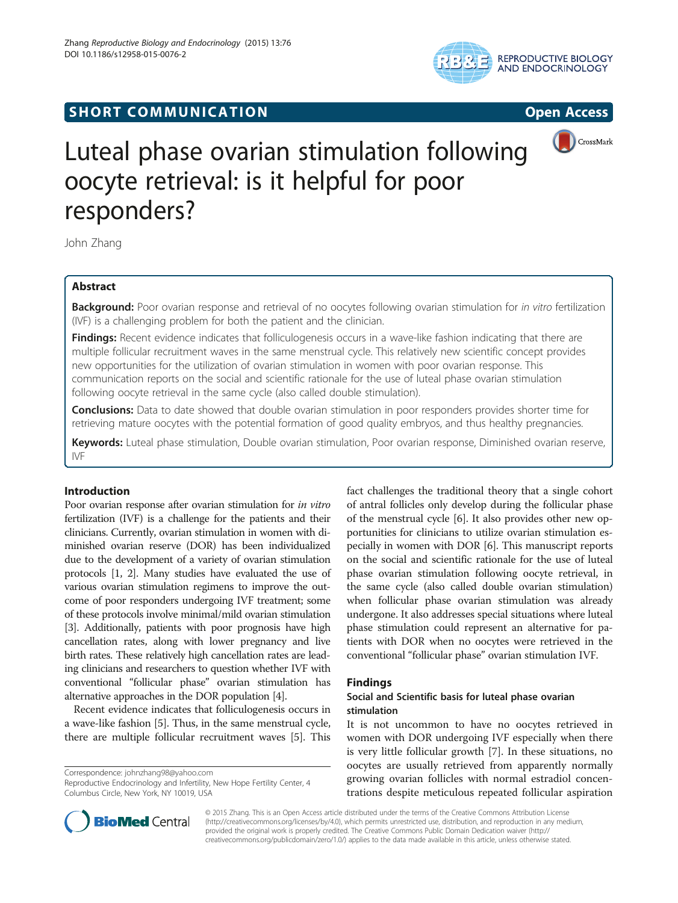## SHORT COMMUNICATION

Open Access

# Luteal phase ovarian stimulation following oocyte retrieval: is it helpful for poor responders?

John Zhang

## Abstract

**Background:** Poor ovarian response and retrieval of no oocytes following ovarian stimulation for *in vitro* fertilization (IVF) is a challenging problem for both the patient and the clinician.

**Findings:** Recent evidence indicates that folliculogenesis occurs in a wave-like fashion indicating that there are multiple follicular recruitment waves in the same menstrual cycle. This relatively new scientific concept provides new opportunities for the utilization of ovarian stimulation in women with poor ovarian response. This communication reports on the social and scientific rationale for the use of luteal phase ovarian stimulation following oocyte retrieval in the same cycle (also called double stimulation).

**Conclusions:** Data to date showed that double ovarian stimulation in poor responders provides shorter time for retrieving mature oocytes with the potential formation of good quality embryos, and thus healthy pregnancies.

**Keywords:** Luteal phase stimulation, Double ovarian stimulation, Poor ovarian response, Diminished ovarian reserve, IVF

## Introduction

Poor ovarian response after ovarian stimulation for *in vitro* fertilization (IVF) is a challenge for the patients and their clinicians. Currently, ovarian stimulation in women with diminished ovarian reserve (DOR) has been individualized due to the development of a variety of ovarian stimulation protocols [1, 2]. Many studies have evaluated the use of various ovarian stimulation regimens to improve the outcome of poor responders undergoing IVF treatment; some of these protocols involve minimal/mild ovarian stimulation [3]. Additionally, patients with poor prognosis have high cancellation rates, along with lower pregnancy and live birth rates. These relatively high cancellation rates are leading clinicians and researchers to question whether IVF with conventional "follicular phase" ovarian stimulation has alternative approaches in the DOR population [4].

Recent evidence indicates that folliculogenesis occurs in a wave-like fashion [5]. Thus, in the same menstrual cycle, there are multiple follicular recruitment waves [5]. This fact challenges the traditional theory that a single cohort of antral follicles only develop during the follicular phase of the menstrual cycle [6]. It also provides other new opportunities for clinicians to utilize ovarian stimulation especially in women with DOR [6]. This manuscript reports on the social and scientific rationale for the use of luteal phase ovarian stimulation following oocyte retrieval, in the same cycle (also called double ovarian stimulation) when follicular phase ovarian stimulation was already undergone. It also addresses special situations where luteal phase stimulation could represent an alternative for patients with DOR when no oocytes were retrieved in the conventional "follicular phase" ovarian stimulation IVF.

## Findings

### Social and Scientific basis for luteal phase ovarian stimulation

It is not uncommon to have no oocytes retrieved in women with DOR undergoing IVF especially when there is very little follicular growth [7]. In these situations, no oocytes are usually retrieved from apparently normally growing ovarian follicles with normal estradiol concentrations despite meticulous repeated follicular aspiration

Correspondence: johnzhang98@yahoo.com
Reproductive Endocrinology and Infertility, New Hope Fertility Center, 4 Columbus Circle, New York, NY 10019, USA

© 2015 Zhang. This is an Open Access article distributed under the terms of the Creative Commons Attribution License (http://creativecommons.org/licenses/by/4.0), which permits unrestricted use, distribution, and reproduction in any medium, provided the original work is properly credited. The Creative Commons Public Domain Dedication waiver (http://creativecommons.org/publicdomain/zero/1.0/) applies to the data made available in this article, unless otherwise stated.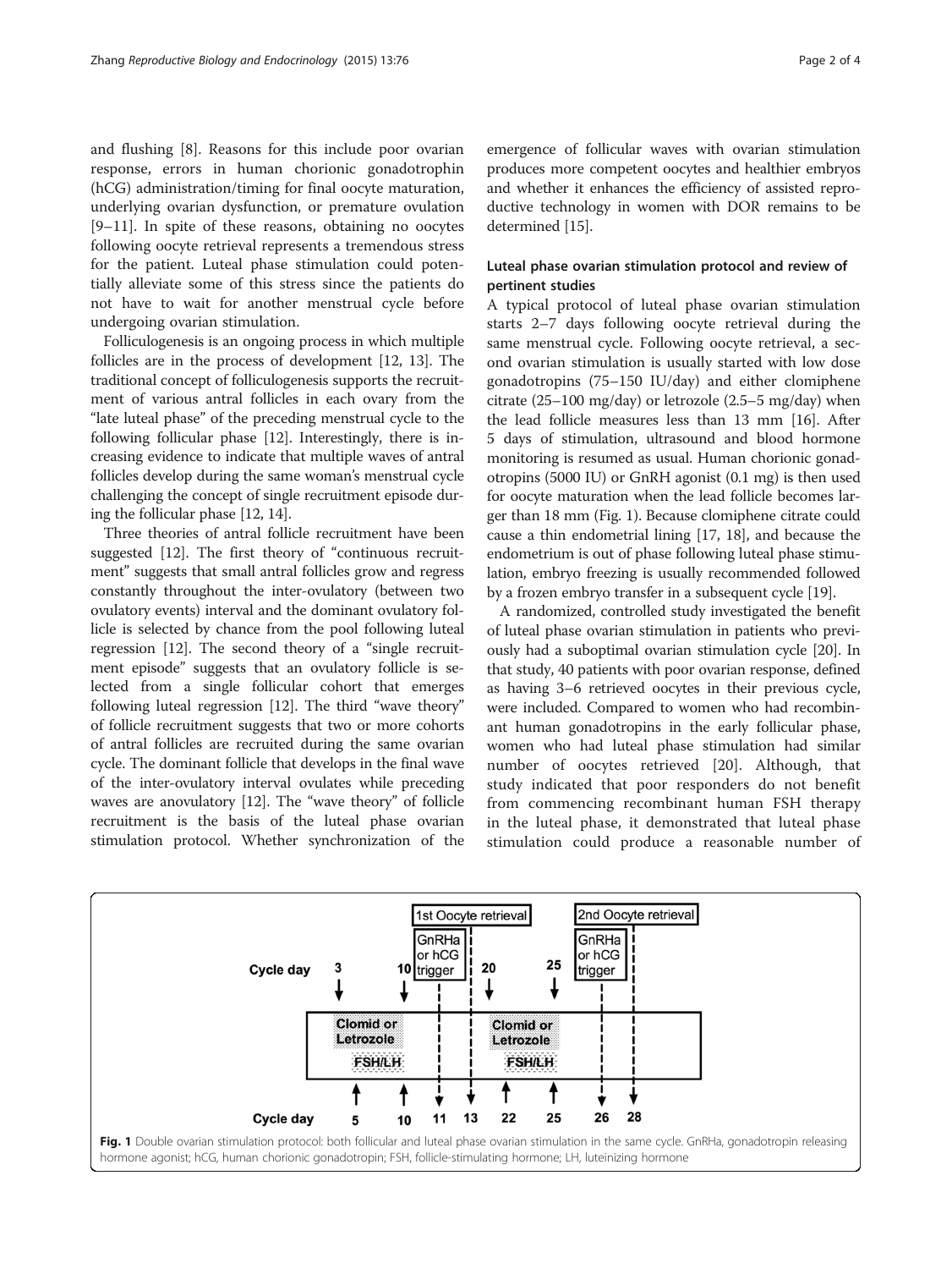and flushing [8]. Reasons for this include poor ovarian response, errors in human chorionic gonadotrophin (hCG) administration/timing for final oocyte maturation, underlying ovarian dysfunction, or premature ovulation [9–11]. In spite of these reasons, obtaining no oocytes following oocyte retrieval represents a tremendous stress for the patient. Luteal phase stimulation could potentially alleviate some of this stress since the patients do not have to wait for another menstrual cycle before undergoing ovarian stimulation.

Folliculogenesis is an ongoing process in which multiple follicles are in the process of development [12, 13]. The traditional concept of folliculogenesis supports the recruitment of various antral follicles in each ovary from the "late luteal phase" of the preceding menstrual cycle to the following follicular phase [12]. Interestingly, there is increasing evidence to indicate that multiple waves of antral follicles develop during the same woman's menstrual cycle challenging the concept of single recruitment episode during the follicular phase [12, 14].

Three theories of antral follicle recruitment have been suggested [12]. The first theory of "continuous recruitment" suggests that small antral follicles grow and regress constantly throughout the inter-ovulatory (between two ovulatory events) interval and the dominant ovulatory follicle is selected by chance from the pool following luteal regression [12]. The second theory of a "single recruitment episode" suggests that an ovulatory follicle is selected from a single follicular cohort that emerges following luteal regression [12]. The third "wave theory" of follicle recruitment suggests that two or more cohorts of antral follicles are recruited during the same ovarian cycle. The dominant follicle that develops in the final wave of the inter-ovulatory interval ovulates while preceding waves are anovulatory [12]. The "wave theory" of follicle recruitment is the basis of the luteal phase ovarian stimulation protocol. Whether synchronization of the emergence of follicular waves with ovarian stimulation produces more competent oocytes and healthier embryos and whether it enhances the efficiency of assisted reproductive technology in women with DOR remains to be determined [15].

## Luteal phase ovarian stimulation protocol and review of pertinent studies

A typical protocol of luteal phase ovarian stimulation starts 2–7 days following oocyte retrieval during the same menstrual cycle. Following oocyte retrieval, a second ovarian stimulation is usually started with low dose gonadotropins (75–150 IU/day) and either clomiphene citrate (25–100 mg/day) or letrozole (2.5–5 mg/day) when the lead follicle measures less than 13 mm [16]. After 5 days of stimulation, ultrasound and blood hormone monitoring is resumed as usual. Human chorionic gonadotropins (5000 IU) or GnRH agonist (0.1 mg) is then used for oocyte maturation when the lead follicle becomes larger than 18 mm (Fig. 1). Because clomiphene citrate could cause a thin endometrial lining [17, 18], and because the endometrium is out of phase following luteal phase stimulation, embryo freezing is usually recommended followed by a frozen embryo transfer in a subsequent cycle [19].

A randomized, controlled study investigated the benefit of luteal phase ovarian stimulation in patients who previously had a suboptimal ovarian stimulation cycle [20]. In that study, 40 patients with poor ovarian response, defined as having 3–6 retrieved oocytes in their previous cycle, were included. Compared to women who had recombinant human gonadotropins in the early follicular phase, women who had luteal phase stimulation had similar number of oocytes retrieved [20]. Although, that study indicated that poor responders do not benefit from commencing recombinant human FSH therapy in the luteal phase, it demonstrated that luteal phase stimulation could produce a reasonable number of

**Fig. 1** Double ovarian stimulation protocol: both follicular and luteal phase ovarian stimulation in the same cycle. GnRHa, gonadotropin releasing hormone agonist; hCG, human chorionic gonadotropin; FSH, follicle-stimulating hormone; LH, luteinizing hormone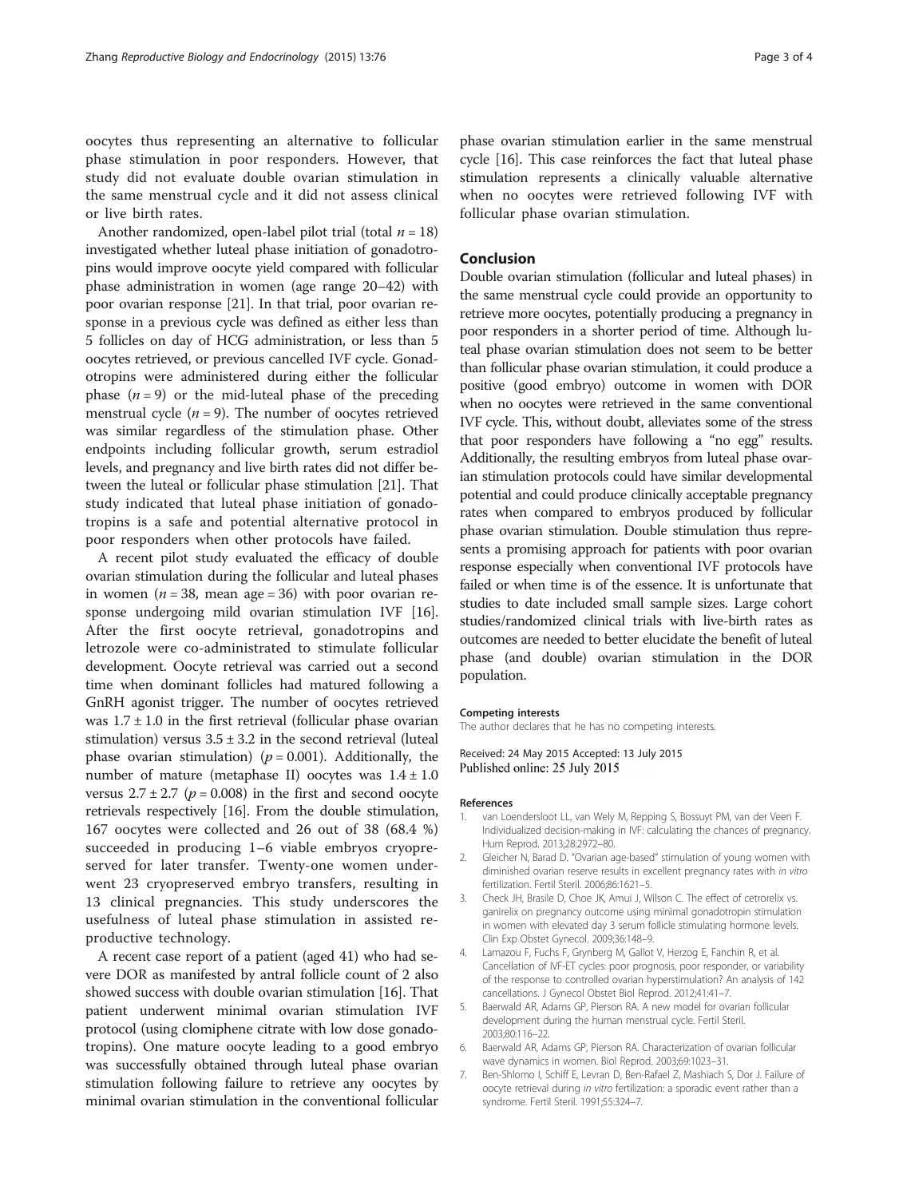oocytes thus representing an alternative to follicular phase stimulation in poor responders. However, that study did not evaluate double ovarian stimulation in the same menstrual cycle and it did not assess clinical or live birth rates.

Another randomized, open-label pilot trial (total $n = 18$) investigated whether luteal phase initiation of gonadotropins would improve oocyte yield compared with follicular phase administration in women (age range 20–42) with poor ovarian response [21]. In that trial, poor ovarian response in a previous cycle was defined as either less than 5 follicles on day of HCG administration, or less than 5 oocytes retrieved, or previous cancelled IVF cycle. Gonadotropins were administered during either the follicular phase ($n = 9$) or the mid-luteal phase of the preceding menstrual cycle ($n = 9$). The number of oocytes retrieved was similar regardless of the stimulation phase. Other endpoints including follicular growth, serum estradiol levels, and pregnancy and live birth rates did not differ between the luteal or follicular phase stimulation [21]. That study indicated that luteal phase initiation of gonadotropins is a safe and potential alternative protocol in poor responders when other protocols have failed.

A recent pilot study evaluated the efficacy of double ovarian stimulation during the follicular and luteal phases in women ($n = 38$, mean age = 36) with poor ovarian response undergoing mild ovarian stimulation IVF [16]. After the first oocyte retrieval, gonadotropins and letrozole were co-administrated to stimulate follicular development. Oocyte retrieval was carried out a second time when dominant follicles had matured following a GnRH agonist trigger. The number of oocytes retrieved was $1.7 \pm 1.0$ in the first retrieval (follicular phase ovarian stimulation) versus $3.5 \pm 3.2$ in the second retrieval (luteal phase ovarian stimulation) ($p = 0.001$). Additionally, the number of mature (metaphase II) oocytes was $1.4 \pm 1.0$ versus $2.7 \pm 2.7$ ($p = 0.008$) in the first and second oocyte retrievals respectively [16]. From the double stimulation, 167 oocytes were collected and 26 out of 38 (68.4 %) succeeded in producing 1–6 viable embryos cryopreserved for later transfer. Twenty-one women underwent 23 cryopreserved embryo transfers, resulting in 13 clinical pregnancies. This study underscores the usefulness of luteal phase stimulation in assisted reproductive technology.

A recent case report of a patient (aged 41) who had severe DOR as manifested by antral follicle count of 2 also showed success with double ovarian stimulation [16]. That patient underwent minimal ovarian stimulation IVF protocol (using clomiphene citrate with low dose gonadotropins). One mature oocyte leading to a good embryo was successfully obtained through luteal phase ovarian stimulation following failure to retrieve any oocytes by minimal ovarian stimulation in the conventional follicular phase ovarian stimulation earlier in the same menstrual cycle [16]. This case reinforces the fact that luteal phase stimulation represents a clinically valuable alternative when no oocytes were retrieved following IVF with follicular phase ovarian stimulation.

## Conclusion

Double ovarian stimulation (follicular and luteal phases) in the same menstrual cycle could provide an opportunity to retrieve more oocytes, potentially producing a pregnancy in poor responders in a shorter period of time. Although luteal phase ovarian stimulation does not seem to be better than follicular phase ovarian stimulation, it could produce a positive (good embryo) outcome in women with DOR when no oocytes were retrieved in the same conventional IVF cycle. This, without doubt, alleviates some of the stress that poor responders have following a "no egg" results. Additionally, the resulting embryos from luteal phase ovarian stimulation protocols could have similar developmental potential and could produce clinically acceptable pregnancy rates when compared to embryos produced by follicular phase ovarian stimulation. Double stimulation thus represents a promising approach for patients with poor ovarian response especially when conventional IVF protocols have failed or when time is of the essence. It is unfortunate that studies to date included small sample sizes. Large cohort studies/randomized clinical trials with live-birth rates as outcomes are needed to better elucidate the benefit of luteal phase (and double) ovarian stimulation in the DOR population.

#### Competing interests

The author declares that he has no competing interests.

Received: 24 May 2015 Accepted: 13 July 2015
Published online: 25 July 2015

#### References

1. van Loendersloot LL, van Wely M, Repping S, Bossuyt PM, van der Veen F. Individualized decision-making in IVF: calculating the chances of pregnancy. Hum Reprod. 2013;28:2972–80.
2. Gleicher N, Barad D. "Ovarian age-based" stimulation of young women with diminished ovarian reserve results in excellent pregnancy rates with *in vitro* fertilization. Fertil Steril. 2006;86:1621–5.
3. Check JH, Brasile D, Choe JK, Amui J, Wilson C. The effect of cetrorelix vs. ganirelix on pregnancy outcome using minimal gonadotropin stimulation in women with elevated day 3 serum follicle stimulating hormone levels. Clin Exp Obstet Gynecol. 2009;36:148–9.
4. Lamazou F, Fuchs F, Grynberg M, Gallot V, Herzog E, Fanchin R, et al. Cancellation of IVF-ET cycles: poor prognosis, poor responder, or variability of the response to controlled ovarian hyperstimulation? An analysis of 142 cancellations. J Gynecol Obstet Biol Reprod. 2012;41:41–7.
5. Baerwald AR, Adams GP, Pierson RA. A new model for ovarian follicular development during the human menstrual cycle. Fertil Steril. 2003;80:116–22.
6. Baerwald AR, Adams GP, Pierson RA. Characterization of ovarian follicular wave dynamics in women. Biol Reprod. 2003;69:1023–31.
7. Ben-Shlomo I, Schiff E, Levran D, Ben-Rafael Z, Mashiach S, Dor J. Failure of oocyte retrieval during *in vitro* fertilization: a sporadic event rather than a syndrome. Fertil Steril. 1991;55:324–7.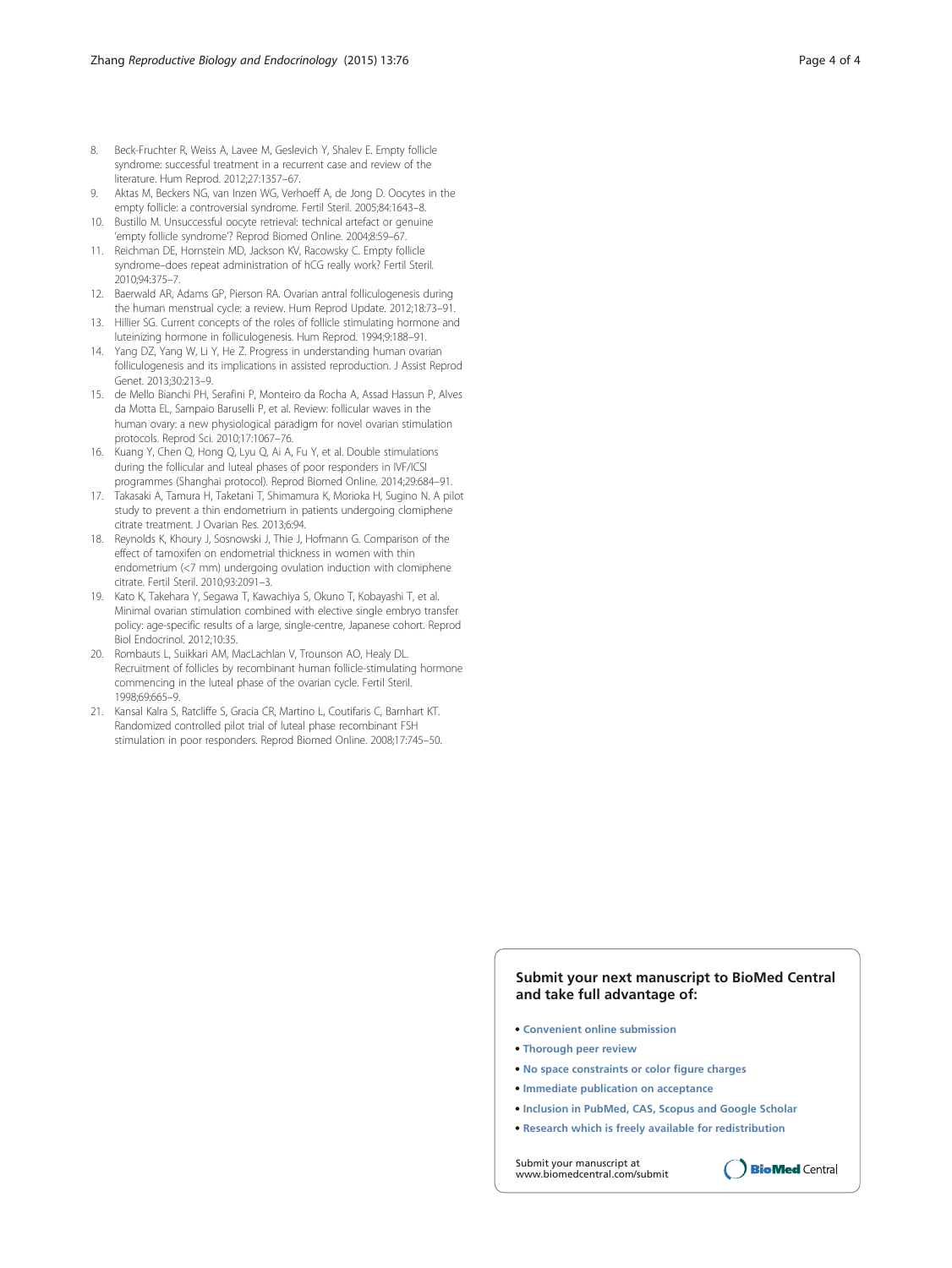8. Beck-Fruchter R, Weiss A, Lavee M, Geslevich Y, Shalev E. Empty follicle syndrome: successful treatment in a recurrent case and review of the literature. Hum Reprod. 2012;27:1357–67.
9. Aktas M, Beckers NG, van Inzen WG, Verhoeff A, de Jong D. Oocytes in the empty follicle: a controversial syndrome. Fertil Steril. 2005;84:1643–8.
10. Bustillo M. Unsuccessful oocyte retrieval: technical artefact or genuine 'empty follicle syndrome'? Reprod Biomed Online. 2004;8:59–67.
11. Reichman DE, Hornstein MD, Jackson KV, Racowsky C. Empty follicle syndrome–does repeat administration of hCG really work? Fertil Steril. 2010;94:375–7.
12. Baerwald AR, Adams GP, Pierson RA. Ovarian antral folliculogenesis during the human menstrual cycle: a review. Hum Reprod Update. 2012;18:73–91.
13. Hillier SG. Current concepts of the roles of follicle stimulating hormone and luteinizing hormone in folliculogenesis. Hum Reprod. 1994;9:188–91.
14. Yang DZ, Yang W, Li Y, He Z. Progress in understanding human ovarian folliculogenesis and its implications in assisted reproduction. J Assist Reprod Genet. 2013;30:213–9.
15. de Mello Bianchi PH, Serafini P, Monteiro da Rocha A, Assad Hassun P, Alves da Motta EL, Sampaio Baruselli P, et al. Review: follicular waves in the human ovary: a new physiological paradigm for novel ovarian stimulation protocols. Reprod Sci. 2010;17:1067–76.
16. Kuang Y, Chen Q, Hong Q, Lyu Q, Ai A, Fu Y, et al. Double stimulations during the follicular and luteal phases of poor responders in IVF/ICSI programmes (Shanghai protocol). Reprod Biomed Online. 2014;29:684–91.
17. Takasaki A, Tamura H, Taketani T, Shimamura K, Morioka H, Sugino N. A pilot study to prevent a thin endometrium in patients undergoing clomiphene citrate treatment. J Ovarian Res. 2013;6:94.
18. Reynolds K, Khoury J, Sosnowski J, Thie J, Hofmann G. Comparison of the effect of tamoxifen on endometrial thickness in women with thin endometrium (<7 mm) undergoing ovulation induction with clomiphene citrate. Fertil Steril. 2010;93:2091–3.
19. Kato K, Takehara Y, Segawa T, Kawachiya S, Okuno T, Kobayashi T, et al. Minimal ovarian stimulation combined with elective single embryo transfer policy: age-specific results of a large, single-centre, Japanese cohort. Reprod Biol Endocrinol. 2012;10:35.
20. Rombauts L, Suikkari AM, MacLachlan V, Trounson AO, Healy DL. Recruitment of follicles by recombinant human follicle-stimulating hormone commencing in the luteal phase of the ovarian cycle. Fertil Steril. 1998;69:665–9.
21. Kansal Kalra S, Ratcliffe S, Gracia CR, Martino L, Coutifaris C, Barnhart KT. Randomized controlled pilot trial of luteal phase recombinant FSH stimulation in poor responders. Reprod Biomed Online. 2008;17:745–50.

**Submit your next manuscript to BioMed Central and take full advantage of:**

- **Convenient online submission**
- **Thorough peer review**
- **No space constraints or color figure charges**
- **Immediate publication on acceptance**
- **Inclusion in PubMed, CAS, Scopus and Google Scholar**
- **Research which is freely available for redistribution**

Submit your manuscript at www.biomedcentral.com/submit

BioMed Central